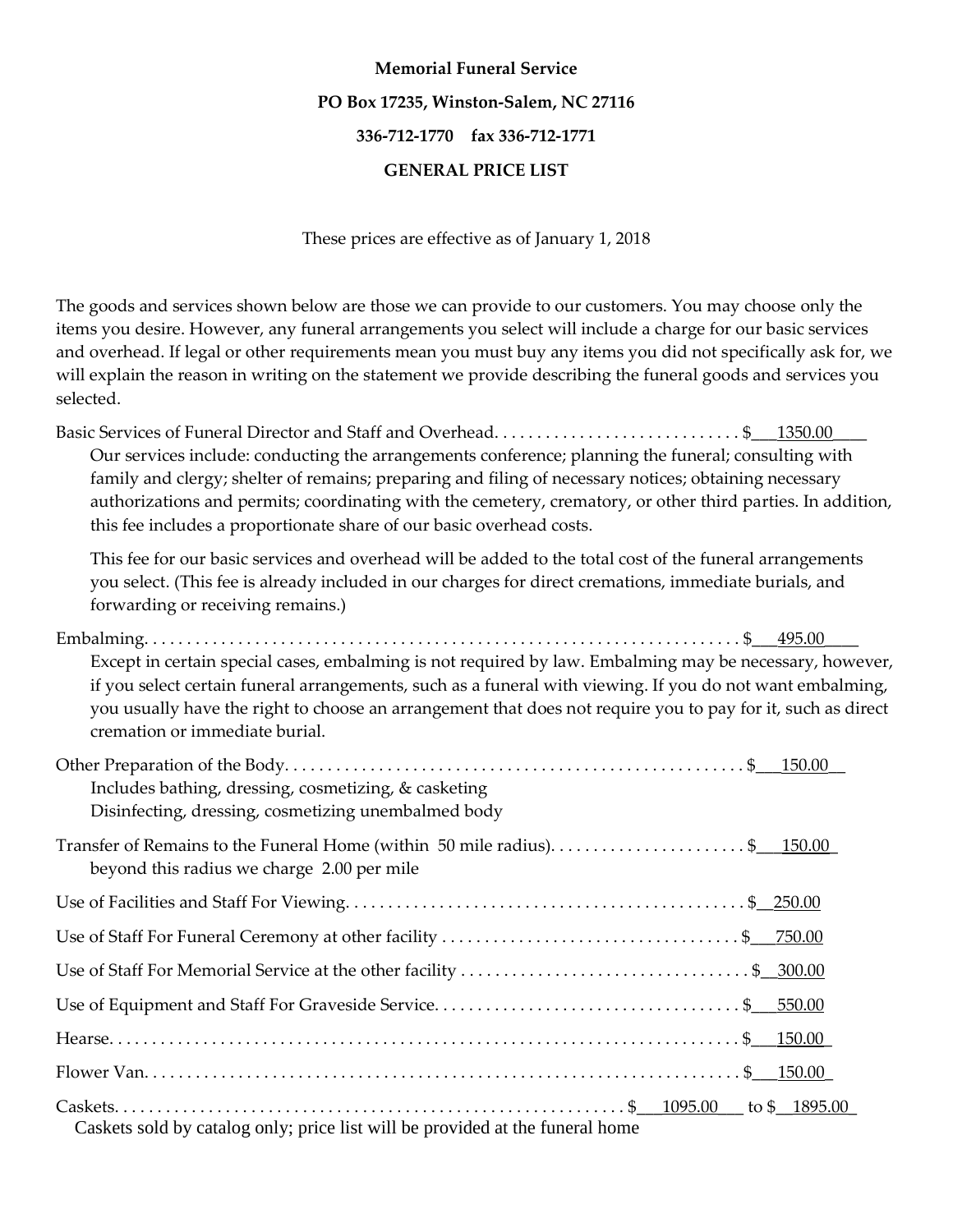**Memorial Funeral Service**

**PO Box 17235, Winston-Salem, NC 27116**

**336-712-1770 fax 336-712-1771**

**GENERAL PRICE LIST**

These prices are effective as of January 1, 2018

The goods and services shown below are those we can provide to our customers. You may choose only the items you desire. However, any funeral arrangements you select will include a charge for our basic services and overhead. If legal or other requirements mean you must buy any items you did not specifically ask for, we will explain the reason in writing on the statement we provide describing the funeral goods and services you selected.

Basic Services of Funeral Director and Staff and Overhead. . . . . . . . . . . . . . . . . . . . . . . . . . . . . $ 1350.00

Our services include: conducting the arrangements conference; planning the funeral; consulting with family and clergy; shelter of remains; preparing and filing of necessary notices; obtaining necessary authorizations and permits; coordinating with the cemetery, crematory, or other third parties. In addition, this fee includes a proportionate share of our basic overhead costs.

This fee for our basic services and overhead will be added to the total cost of the funeral arrangements you select. (This fee is already included in our charges for direct cremations, immediate burials, and forwarding or receiving remains.)

Embalming. . . . . . . . . . . . . . . . . . . . . . . . . . . . . . . . . . . . . . . . . . . . . . . . . . . . . . . . . . . . . . . . . . $ 495.00

Except in certain special cases, embalming is not required by law. Embalming may be necessary, however, if you select certain funeral arrangements, such as a funeral with viewing. If you do not want embalming, you usually have the right to choose an arrangement that does not require you to pay for it, such as direct cremation or immediate burial.

Other Preparation of the Body. . . . . . . . . . . . . . . . . . . . . . . . . . . . . . . . . . . . . . . . . . . . . . . . . . . . . $ 150.00

Includes bathing, dressing, cosmetizing, & casketing
Disinfecting, dressing, cosmetizing unembalmed body

Transfer of Remains to the Funeral Home (within 50 mile radius). . . . . . . . . . . . . . . . . . . . . . . $ 150.00

beyond this radius we charge 2.00 per mile

Use of Facilities and Staff For Viewing. . . . . . . . . . . . . . . . . . . . . . . . . . . . . . . . . . . . . . . . . . . . . $ 250.00

Use of Staff For Funeral Ceremony at other facility . . . . . . . . . . . . . . . . . . . . . . . . . . . . . . . . . . $ 750.00

Use of Staff For Memorial Service at the other facility . . . . . . . . . . . . . . . . . . . . . . . . . . . . . . . . . $ 300.00

Use of Equipment and Staff For Graveside Service. . . . . . . . . . . . . . . . . . . . . . . . . . . . . . . . . . . $ 550.00

Hearse. . . . . . . . . . . . . . . . . . . . . . . . . . . . . . . . . . . . . . . . . . . . . . . . . . . . . . . . . . . . . . . . . . . . . . . $ 150.00

Flower Van. . . . . . . . . . . . . . . . . . . . . . . . . . . . . . . . . . . . . . . . . . . . . . . . . . . . . . . . . . . . . . . . . . . $ 150.00

Caskets. . . . . . . . . . . . . . . . . . . . . . . . . . . . . . . . . . . . . . . . . . . . . . . . . . . . . . . . . $ 1095.00 to $ 1895.00

Caskets sold by catalog only; price list will be provided at the funeral home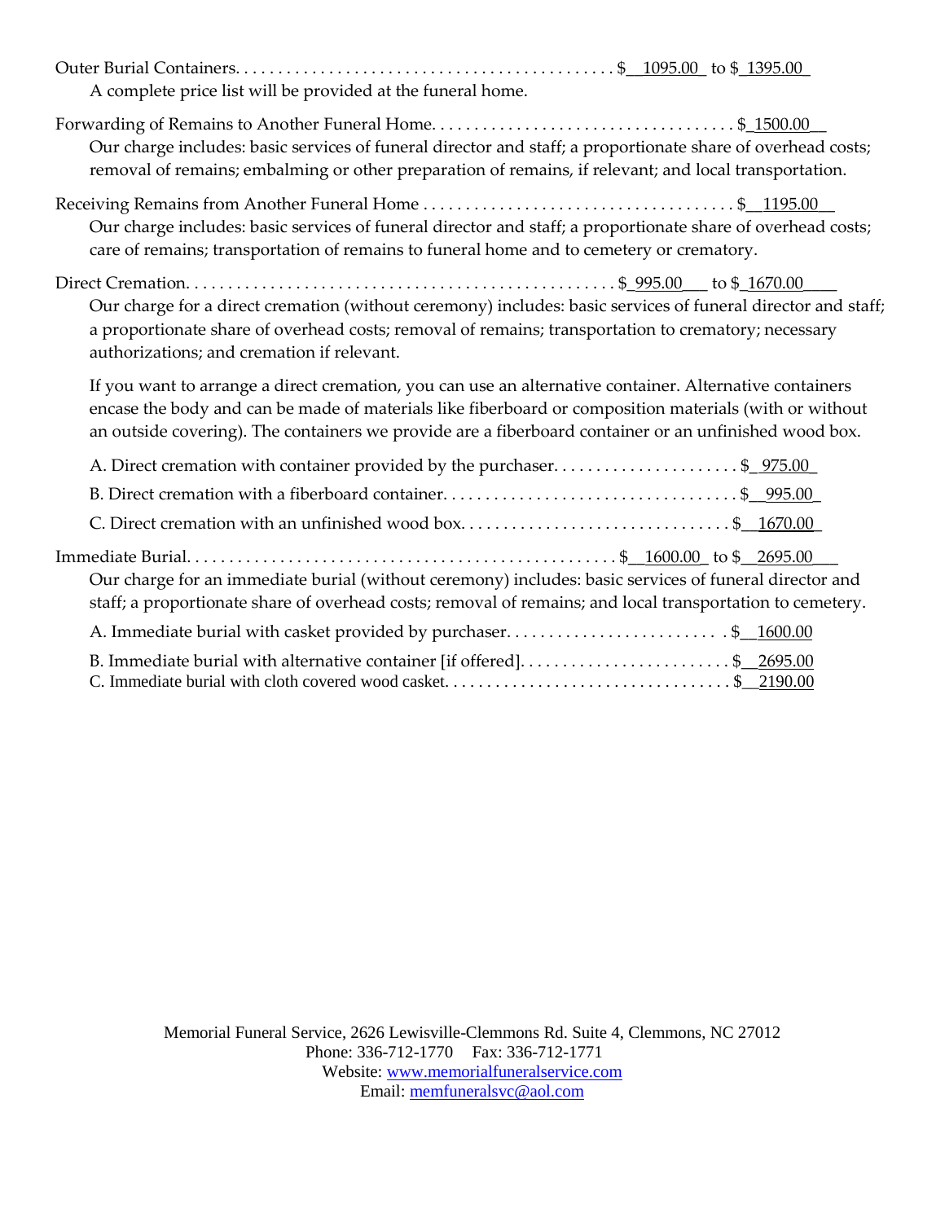Outer Burial Containers. . . . . . . . . . . . . . . . . . . . . . . . . . . . . . . . . . . . . . . . . . . $__1095.00_ to $_1395.00_

A complete price list will be provided at the funeral home.

Forwarding of Remains to Another Funeral Home. . . . . . . . . . . . . . . . . . . . . . . . . . . . . . . . . . . $_1500.00__

Our charge includes: basic services of funeral director and staff; a proportionate share of overhead costs; removal of remains; embalming or other preparation of remains, if relevant; and local transportation.

Receiving Remains from Another Funeral Home . . . . . . . . . . . . . . . . . . . . . . . . . . . . . . . . . . . $__1195.00__

Our charge includes: basic services of funeral director and staff; a proportionate share of overhead costs; care of remains; transportation of remains to funeral home and to cemetery or crematory.

Direct Cremation. . . . . . . . . . . . . . . . . . . . . . . . . . . . . . . . . . . . . . . . . . . . . . . . . $_995.00___ to $_1670.00____

Our charge for a direct cremation (without ceremony) includes: basic services of funeral director and staff; a proportionate share of overhead costs; removal of remains; transportation to crematory; necessary authorizations; and cremation if relevant.

If you want to arrange a direct cremation, you can use an alternative container. Alternative containers encase the body and can be made of materials like fiberboard or composition materials (with or without an outside covering). The containers we provide are a fiberboard container or an unfinished wood box.

A. Direct cremation with container provided by the purchaser. . . . . . . . . . . . . . . . . . . . . . $_975.00_

B. Direct cremation with a fiberboard container. . . . . . . . . . . . . . . . . . . . . . . . . . . . . . . . . . $__995.00_

C. Direct cremation with an unfinished wood box. . . . . . . . . . . . . . . . . . . . . . . . . . . . . . . $__1670.00_

Immediate Burial. . . . . . . . . . . . . . . . . . . . . . . . . . . . . . . . . . . . . . . . . . . . . . . . . $__1600.00_ to $__2695.00___

Our charge for an immediate burial (without ceremony) includes: basic services of funeral director and staff; a proportionate share of overhead costs; removal of remains; and local transportation to cemetery.

A. Immediate burial with casket provided by purchaser. . . . . . . . . . . . . . . . . . . . . . . . . $__1600.00

B. Immediate burial with alternative container [if offered]. . . . . . . . . . . . . . . . . . . . . . . . $__2695.00

C. Immediate burial with cloth covered wood casket. . . . . . . . . . . . . . . . . . . . . . . . . . . . . . . . . $__2190.00

Memorial Funeral Service, 2626 Lewisville-Clemmons Rd. Suite 4, Clemmons, NC 27012
Phone: 336-712-1770 Fax: 336-712-1771
Website: www.memorialfuneralservice.com
Email: memfuneralsvc@aol.com